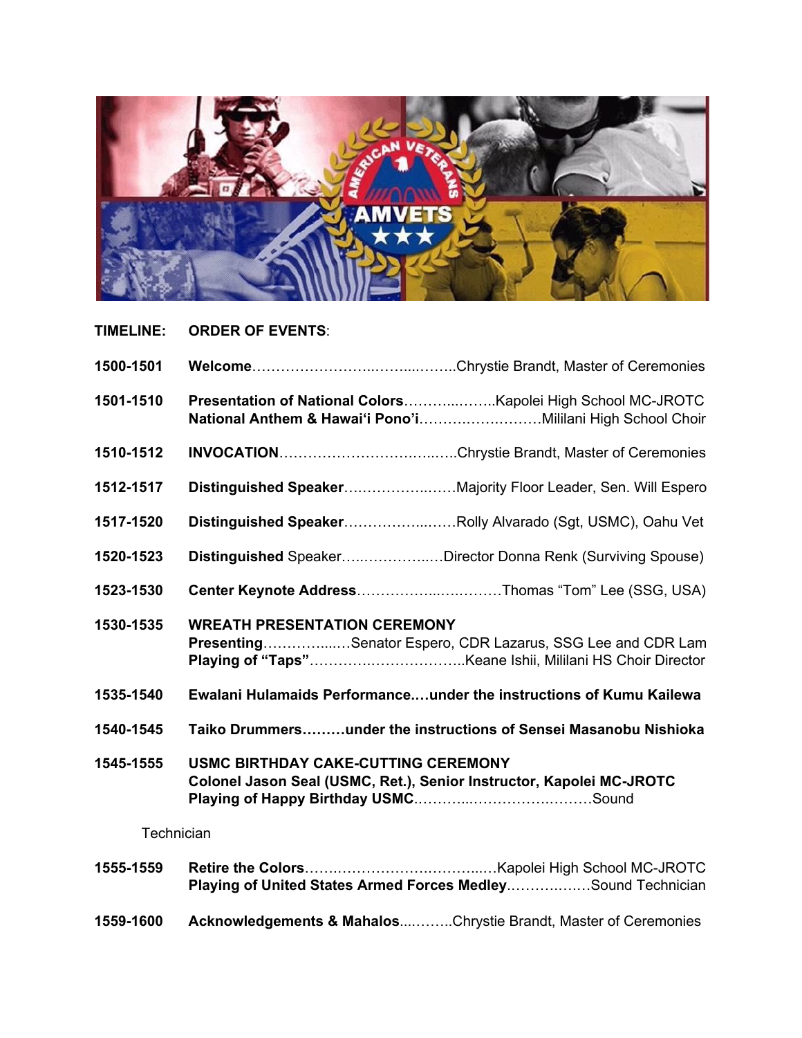**TIMELINE:** **ORDER OF EVENTS**:

**1500-1501** **Welcome**……………………..……...……..Chrystie Brandt, Master of Ceremonies

**1501-1510** **Presentation of National Colors**………...……..Kapolei High School MC-JROTC
**National Anthem & Hawai'i Pono'i**……….……………Mililani High School Choir

**1510-1512** **INVOCATION**……………………….…..…..Chrystie Brandt, Master of Ceremonies

**1512-1517** **Distinguished Speaker**………………..……Majority Floor Leader, Sen. Will Espero

**1517-1520** **Distinguished Speaker**………………...……Rolly Alvarado (Sgt, USMC), Oahu Vet

**1520-1523** **Distinguished** Speaker…..…………..…Director Donna Renk (Surviving Spouse)

**1523-1530** **Center Keynote Address**……………...….………Thomas "Tom" Lee (SSG, USA)

**1530-1535** **WREATH PRESENTATION CEREMONY**
**Presenting**…………...…Senator Espero, CDR Lazarus, SSG Lee and CDR Lam
**Playing of "Taps"**…………….…………..Keane Ishii, Mililani HS Choir Director

**1535-1540** **Ewalani Hulamaids Performance.…under the instructions of Kumu Kailewa**

**1540-1545** **Taiko Drummers………under the instructions of Sensei Masanobu Nishioka**

**1545-1555** **USMC BIRTHDAY CAKE-CUTTING CEREMONY**
**Colonel Jason Seal (USMC, Ret.), Senior Instructor, Kapolei MC-JROTC**
**Playing of Happy Birthday USMC**………...……………..………Sound Technician

**1555-1559** **Retire the Colors**……..………………..……..…Kapolei High School MC-JROTC
**Playing of United States Armed Forces Medley**……….….…Sound Technician

**1559-1600** **Acknowledgements & Mahalos**...……..Chrystie Brandt, Master of Ceremonies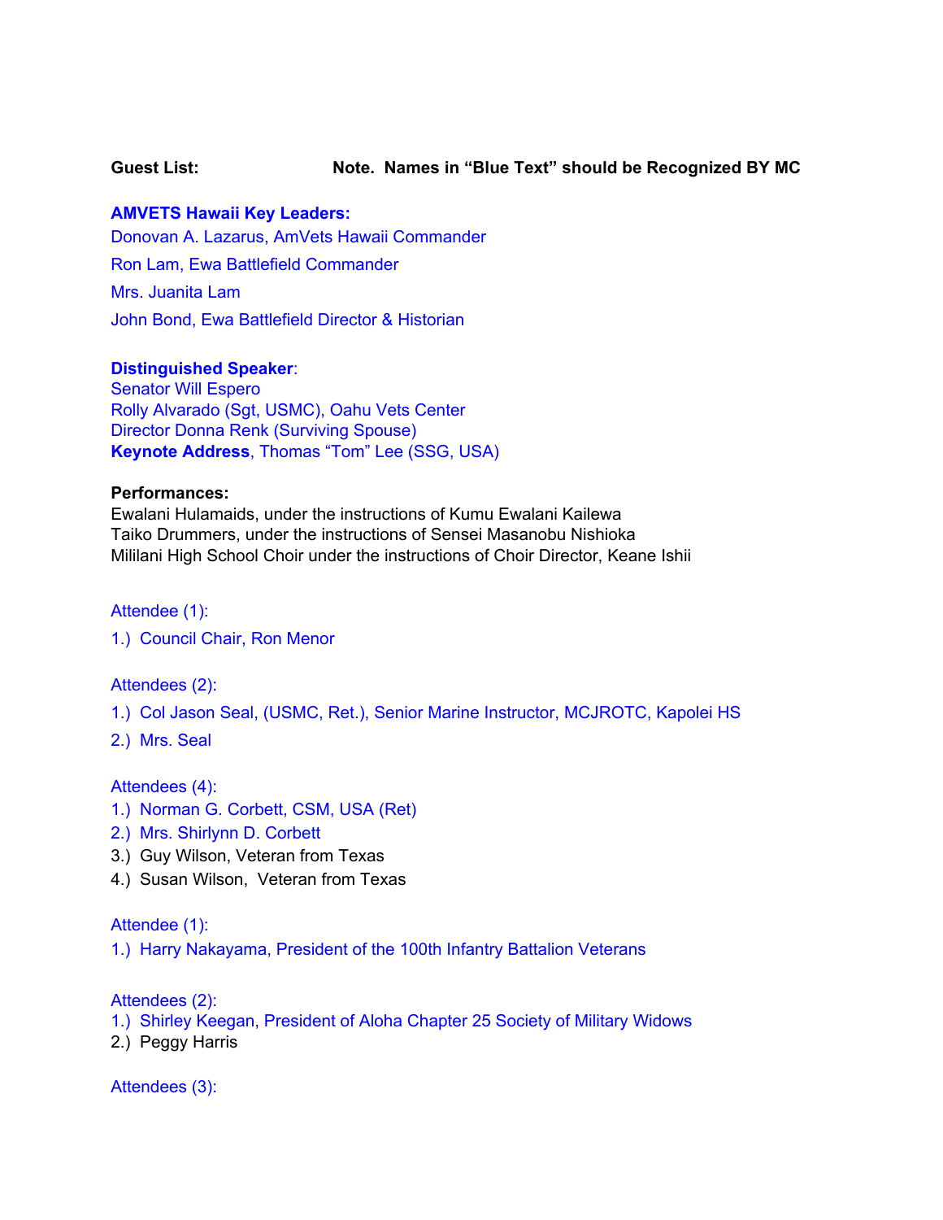**Guest List:** **Note. Names in "Blue Text" should be Recognized BY MC**

**AMVETS Hawaii Key Leaders:**

Donovan A. Lazarus, AmVets Hawaii Commander

Ron Lam, Ewa Battlefield Commander

Mrs. Juanita Lam

John Bond, Ewa Battlefield Director & Historian

**Distinguished Speaker**:

Senator Will Espero

Rolly Alvarado (Sgt, USMC), Oahu Vets Center

Director Donna Renk (Surviving Spouse)

**Keynote Address**, Thomas "Tom" Lee (SSG, USA)

**Performances:**

Ewalani Hulamaids, under the instructions of Kumu Ewalani Kailewa

Taiko Drummers, under the instructions of Sensei Masanobu Nishioka

Mililani High School Choir under the instructions of Choir Director, Keane Ishii

Attendee (1):

1.) Council Chair, Ron Menor

Attendees (2):

1.) Col Jason Seal, (USMC, Ret.), Senior Marine Instructor, MCJROTC, Kapolei HS
2.) Mrs. Seal

Attendees (4):

1.) Norman G. Corbett, CSM, USA (Ret)
2.) Mrs. Shirlynn D. Corbett
3.) Guy Wilson, Veteran from Texas
4.) Susan Wilson, Veteran from Texas

Attendee (1):

1.) Harry Nakayama, President of the 100th Infantry Battalion Veterans

Attendees (2):

1.) Shirley Keegan, President of Aloha Chapter 25 Society of Military Widows
2.) Peggy Harris

Attendees (3):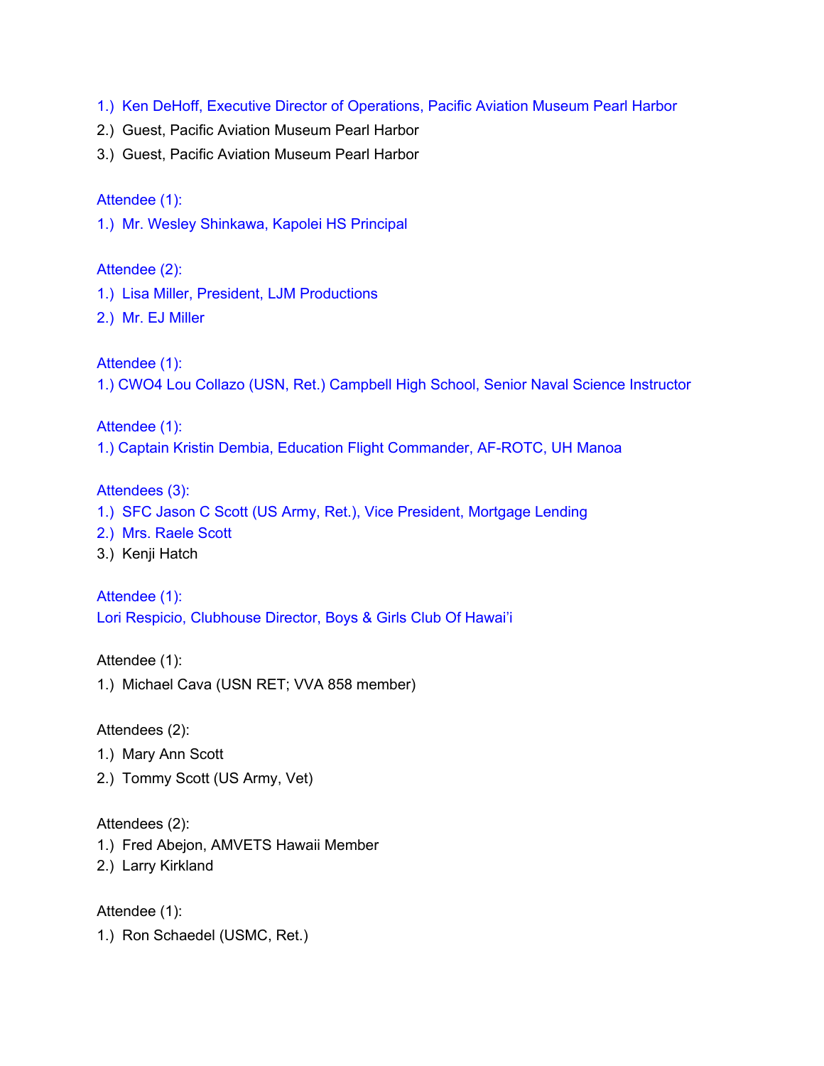1.) Ken DeHoff, Executive Director of Operations, Pacific Aviation Museum Pearl Harbor
2.) Guest, Pacific Aviation Museum Pearl Harbor
3.) Guest, Pacific Aviation Museum Pearl Harbor

Attendee (1):
1.) Mr. Wesley Shinkawa, Kapolei HS Principal

Attendee (2):
1.) Lisa Miller, President, LJM Productions
2.) Mr. EJ Miller

Attendee (1):
1.) CWO4 Lou Collazo (USN, Ret.) Campbell High School, Senior Naval Science Instructor

Attendee (1):
1.) Captain Kristin Dembia, Education Flight Commander, AF-ROTC, UH Manoa

Attendees (3):
1.) SFC Jason C Scott (US Army, Ret.), Vice President, Mortgage Lending
2.) Mrs. Raele Scott
3.) Kenji Hatch

Attendee (1):
Lori Respicio, Clubhouse Director, Boys & Girls Club Of Hawai'i

Attendee (1):
1.) Michael Cava (USN RET; VVA 858 member)

Attendees (2):
1.) Mary Ann Scott
2.) Tommy Scott (US Army, Vet)

Attendees (2):
1.) Fred Abejon, AMVETS Hawaii Member
2.) Larry Kirkland

Attendee (1):
1.) Ron Schaedel (USMC, Ret.)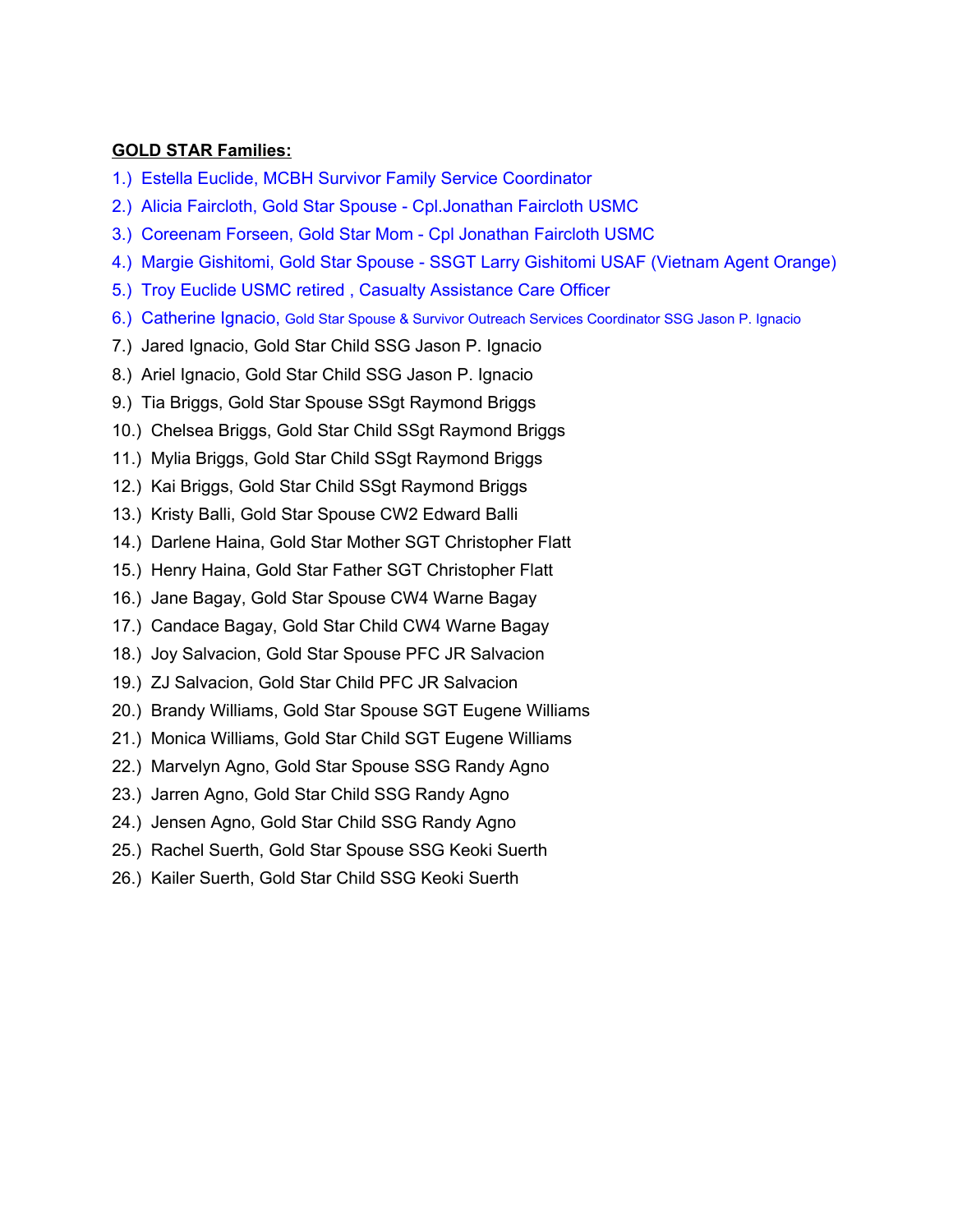**GOLD STAR Families:**

1.) Estella Euclide, MCBH Survivor Family Service Coordinator
2.) Alicia Faircloth, Gold Star Spouse - Cpl.Jonathan Faircloth USMC
3.) Coreenam Forseen, Gold Star Mom - Cpl Jonathan Faircloth USMC
4.) Margie Gishitomi, Gold Star Spouse - SSGT Larry Gishitomi USAF (Vietnam Agent Orange)
5.) Troy Euclide USMC retired , Casualty Assistance Care Officer
6.) Catherine Ignacio, Gold Star Spouse & Survivor Outreach Services Coordinator SSG Jason P. Ignacio
7.) Jared Ignacio, Gold Star Child SSG Jason P. Ignacio
8.) Ariel Ignacio, Gold Star Child SSG Jason P. Ignacio
9.) Tia Briggs, Gold Star Spouse SSgt Raymond Briggs
10.) Chelsea Briggs, Gold Star Child SSgt Raymond Briggs
11.) Mylia Briggs, Gold Star Child SSgt Raymond Briggs
12.) Kai Briggs, Gold Star Child SSgt Raymond Briggs
13.) Kristy Balli, Gold Star Spouse CW2 Edward Balli
14.) Darlene Haina, Gold Star Mother SGT Christopher Flatt
15.) Henry Haina, Gold Star Father SGT Christopher Flatt
16.) Jane Bagay, Gold Star Spouse CW4 Warne Bagay
17.) Candace Bagay, Gold Star Child CW4 Warne Bagay
18.) Joy Salvacion, Gold Star Spouse PFC JR Salvacion
19.) ZJ Salvacion, Gold Star Child PFC JR Salvacion
20.) Brandy Williams, Gold Star Spouse SGT Eugene Williams
21.) Monica Williams, Gold Star Child SGT Eugene Williams
22.) Marvelyn Agno, Gold Star Spouse SSG Randy Agno
23.) Jarren Agno, Gold Star Child SSG Randy Agno
24.) Jensen Agno, Gold Star Child SSG Randy Agno
25.) Rachel Suerth, Gold Star Spouse SSG Keoki Suerth
26.) Kailer Suerth, Gold Star Child SSG Keoki Suerth